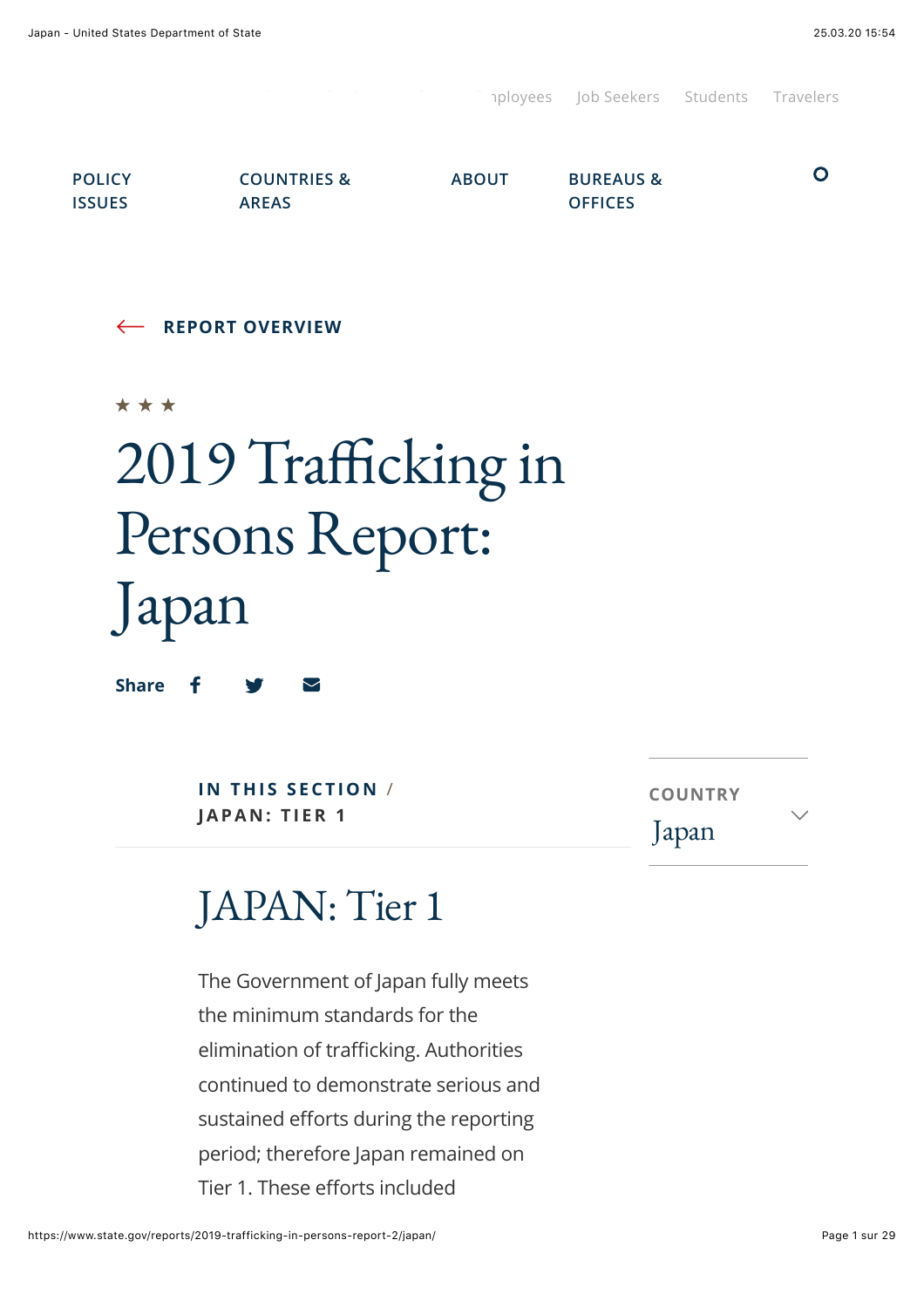# 2019 Trafficking in Persons Report: Japan

IN THIS SECTION / JAPAN: TIER 1

## JAPAN: Tier 1

The Government of Japan fully meets the minimum standards for the elimination of trafficking. Authorities continued to demonstrate serious and sustained efforts during the reporting period; therefore Japan remained on Tier 1. These efforts included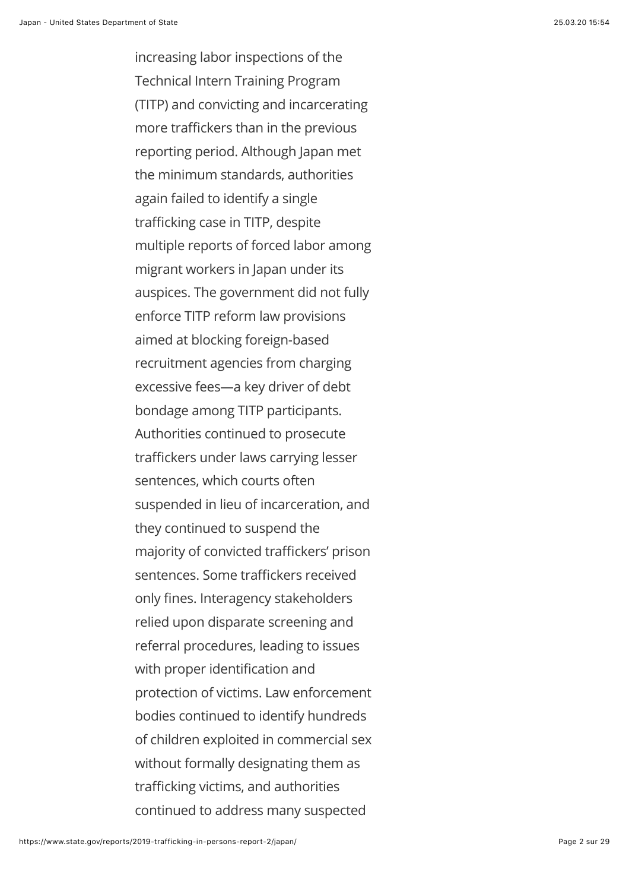increasing labor inspections of the Technical Intern Training Program (TITP) and convicting and incarcerating more traffickers than in the previous reporting period. Although Japan met the minimum standards, authorities again failed to identify a single trafficking case in TITP, despite multiple reports of forced labor among migrant workers in Japan under its auspices. The government did not fully enforce TITP reform law provisions aimed at blocking foreign-based recruitment agencies from charging excessive fees—a key driver of debt bondage among TITP participants. Authorities continued to prosecute traffickers under laws carrying lesser sentences, which courts often suspended in lieu of incarceration, and they continued to suspend the majority of convicted traffickers' prison sentences. Some traffickers received only fines. Interagency stakeholders relied upon disparate screening and referral procedures, leading to issues with proper identification and protection of victims. Law enforcement bodies continued to identify hundreds of children exploited in commercial sex without formally designating them as trafficking victims, and authorities continued to address many suspected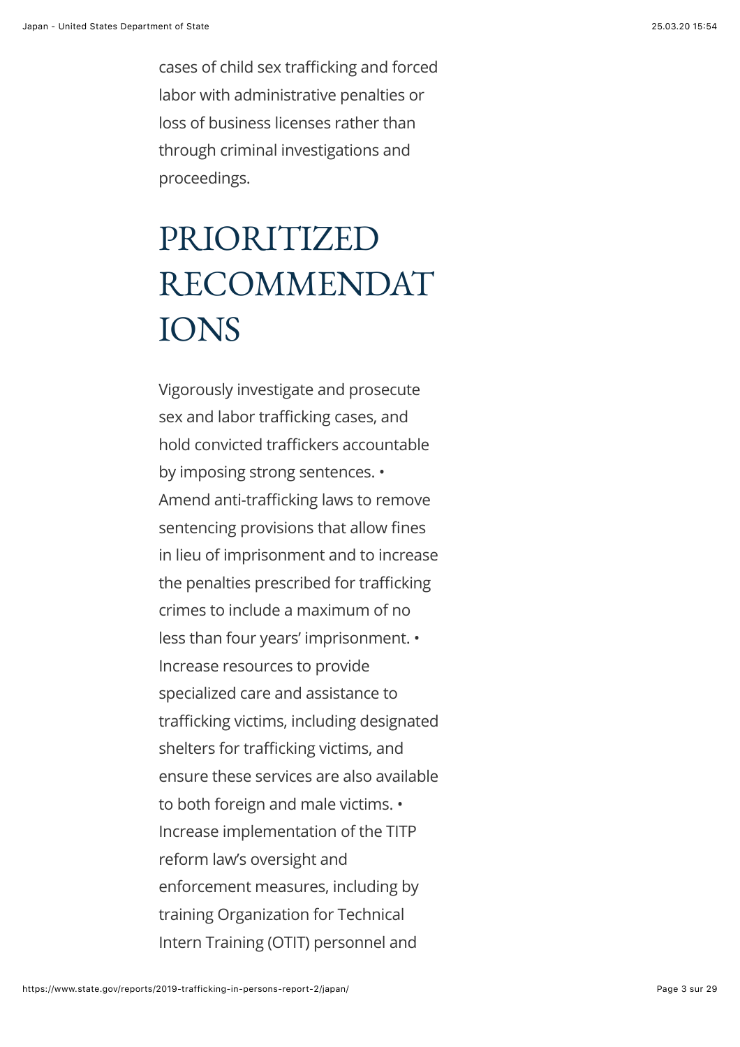cases of child sex trafficking and forced labor with administrative penalties or loss of business licenses rather than through criminal investigations and proceedings.

# PRIORITIZED RECOMMENDATIONS

Vigorously investigate and prosecute sex and labor trafficking cases, and hold convicted traffickers accountable by imposing strong sentences. • Amend anti-trafficking laws to remove sentencing provisions that allow fines in lieu of imprisonment and to increase the penalties prescribed for trafficking crimes to include a maximum of no less than four years' imprisonment. • Increase resources to provide specialized care and assistance to trafficking victims, including designated shelters for trafficking victims, and ensure these services are also available to both foreign and male victims. • Increase implementation of the TITP reform law's oversight and enforcement measures, including by training Organization for Technical Intern Training (OTIT) personnel and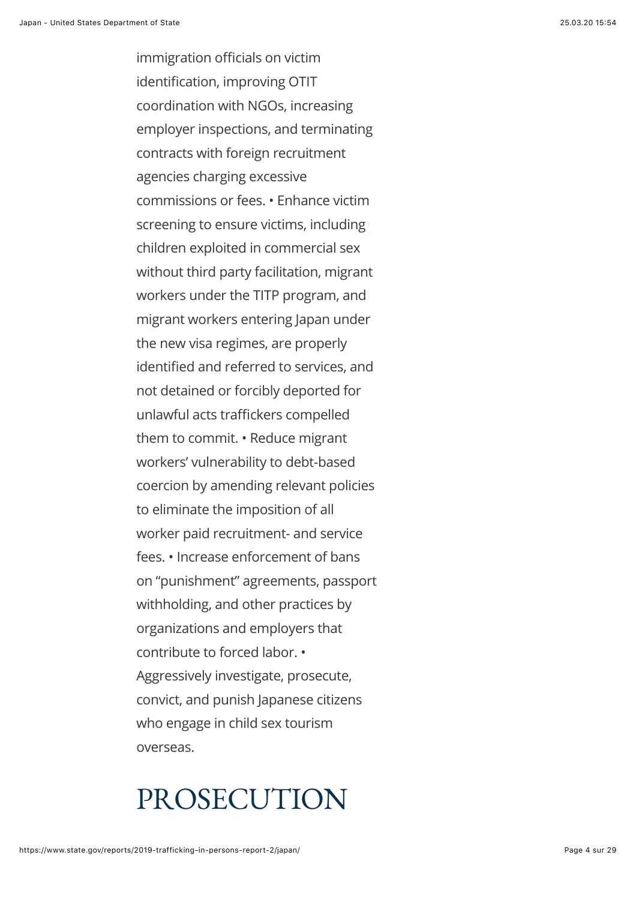immigration officials on victim identification, improving OTIT coordination with NGOs, increasing employer inspections, and terminating contracts with foreign recruitment agencies charging excessive commissions or fees. • Enhance victim screening to ensure victims, including children exploited in commercial sex without third party facilitation, migrant workers under the TITP program, and migrant workers entering Japan under the new visa regimes, are properly identified and referred to services, and not detained or forcibly deported for unlawful acts traffickers compelled them to commit. • Reduce migrant workers' vulnerability to debt-based coercion by amending relevant policies to eliminate the imposition of all worker paid recruitment- and service fees. • Increase enforcement of bans on "punishment" agreements, passport withholding, and other practices by organizations and employers that contribute to forced labor. • Aggressively investigate, prosecute, convict, and punish Japanese citizens who engage in child sex tourism overseas.

# PROSECUTION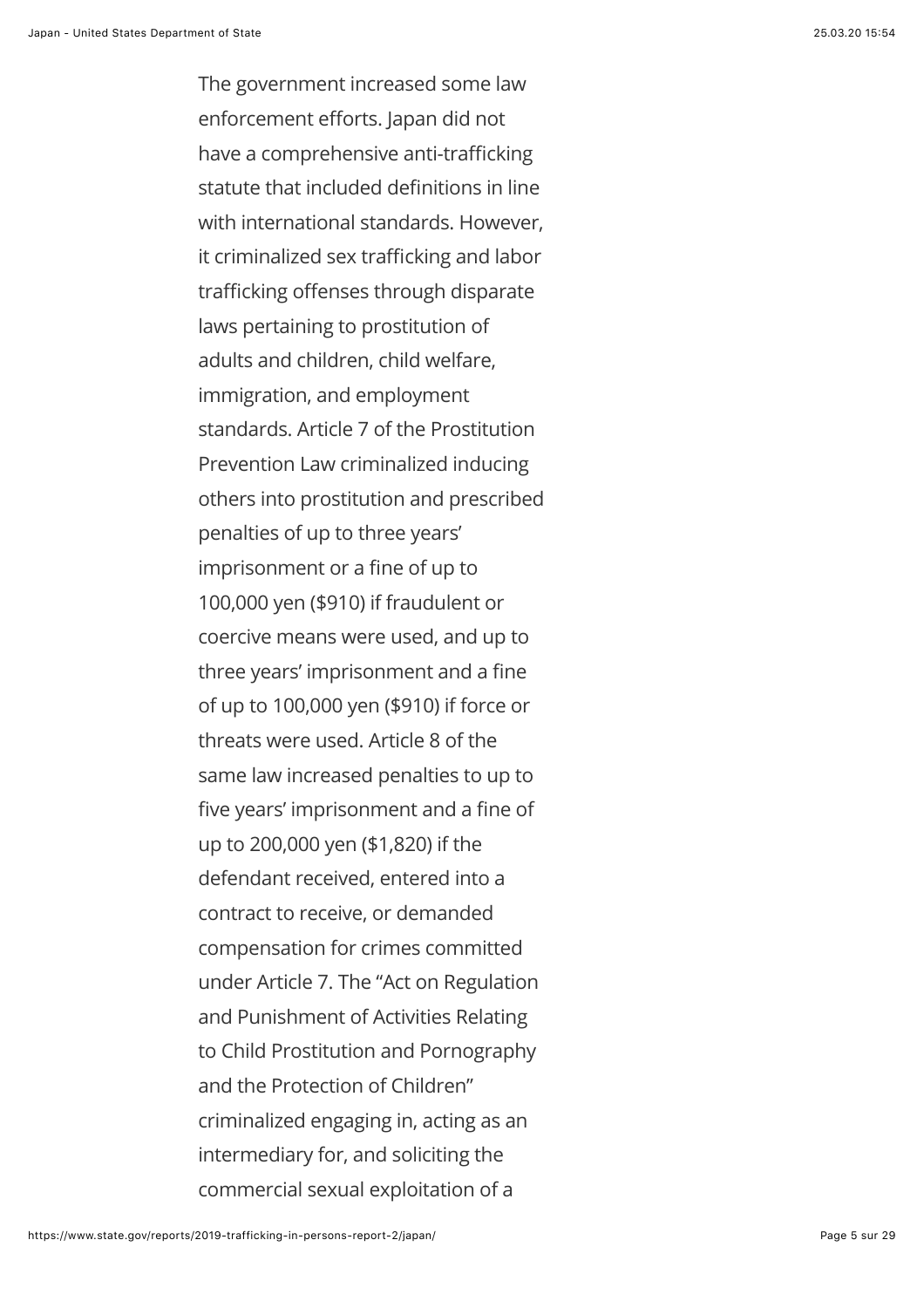The government increased some law enforcement efforts. Japan did not have a comprehensive anti-trafficking statute that included definitions in line with international standards. However, it criminalized sex trafficking and labor trafficking offenses through disparate laws pertaining to prostitution of adults and children, child welfare, immigration, and employment standards. Article 7 of the Prostitution Prevention Law criminalized inducing others into prostitution and prescribed penalties of up to three years' imprisonment or a fine of up to 100,000 yen ($910) if fraudulent or coercive means were used, and up to three years' imprisonment and a fine of up to 100,000 yen ($910) if force or threats were used. Article 8 of the same law increased penalties to up to five years' imprisonment and a fine of up to 200,000 yen ($1,820) if the defendant received, entered into a contract to receive, or demanded compensation for crimes committed under Article 7. The "Act on Regulation and Punishment of Activities Relating to Child Prostitution and Pornography and the Protection of Children" criminalized engaging in, acting as an intermediary for, and soliciting the commercial sexual exploitation of a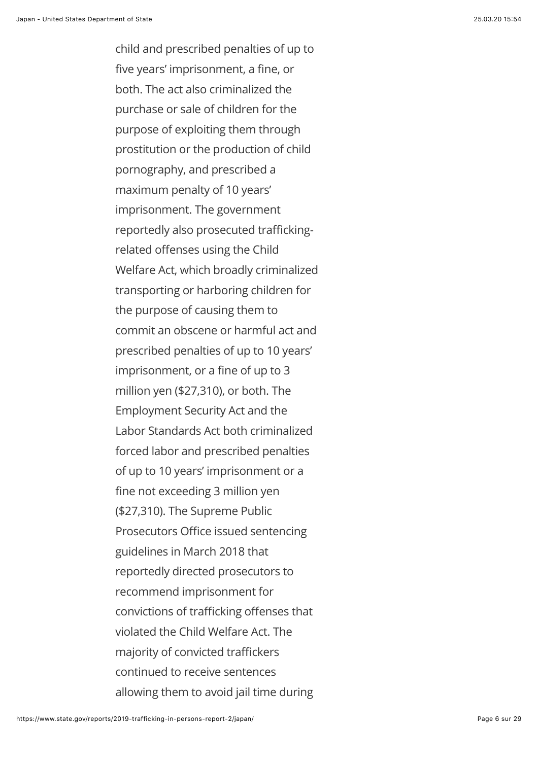child and prescribed penalties of up to five years' imprisonment, a fine, or both. The act also criminalized the purchase or sale of children for the purpose of exploiting them through prostitution or the production of child pornography, and prescribed a maximum penalty of 10 years' imprisonment. The government reportedly also prosecuted trafficking-related offenses using the Child Welfare Act, which broadly criminalized transporting or harboring children for the purpose of causing them to commit an obscene or harmful act and prescribed penalties of up to 10 years' imprisonment, or a fine of up to 3 million yen ($27,310), or both. The Employment Security Act and the Labor Standards Act both criminalized forced labor and prescribed penalties of up to 10 years' imprisonment or a fine not exceeding 3 million yen ($27,310). The Supreme Public Prosecutors Office issued sentencing guidelines in March 2018 that reportedly directed prosecutors to recommend imprisonment for convictions of trafficking offenses that violated the Child Welfare Act. The majority of convicted traffickers continued to receive sentences allowing them to avoid jail time during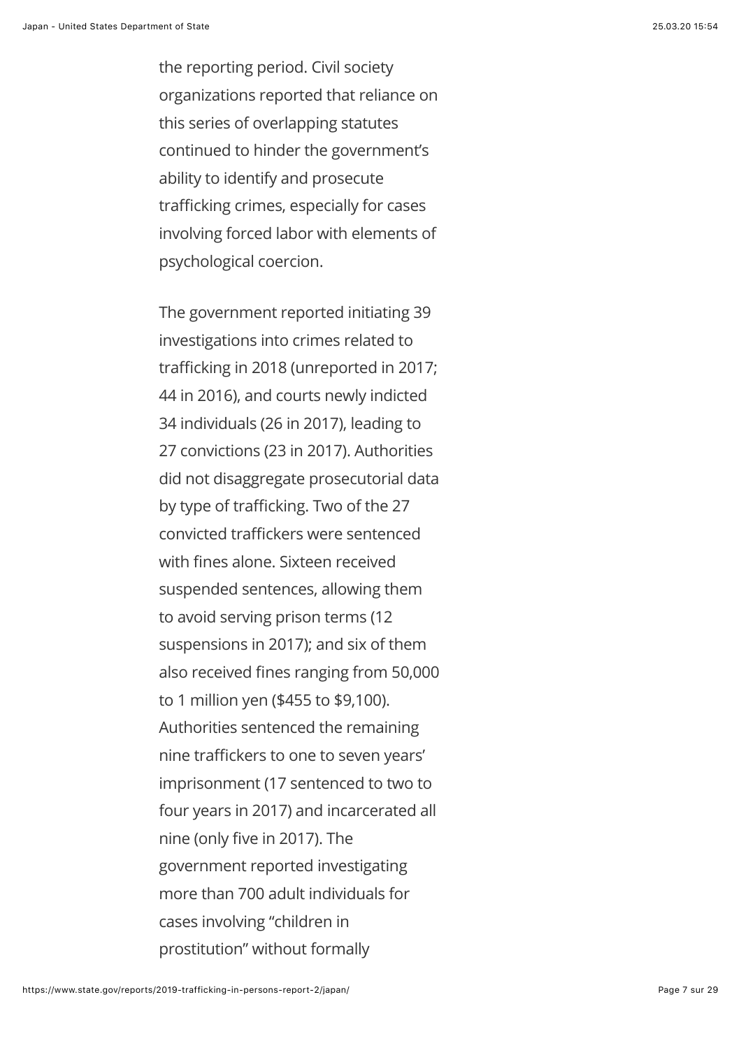the reporting period. Civil society organizations reported that reliance on this series of overlapping statutes continued to hinder the government's ability to identify and prosecute trafficking crimes, especially for cases involving forced labor with elements of psychological coercion.

The government reported initiating 39 investigations into crimes related to trafficking in 2018 (unreported in 2017; 44 in 2016), and courts newly indicted 34 individuals (26 in 2017), leading to 27 convictions (23 in 2017). Authorities did not disaggregate prosecutorial data by type of trafficking. Two of the 27 convicted traffickers were sentenced with fines alone. Sixteen received suspended sentences, allowing them to avoid serving prison terms (12 suspensions in 2017); and six of them also received fines ranging from 50,000 to 1 million yen ($455 to $9,100). Authorities sentenced the remaining nine traffickers to one to seven years' imprisonment (17 sentenced to two to four years in 2017) and incarcerated all nine (only five in 2017). The government reported investigating more than 700 adult individuals for cases involving "children in prostitution" without formally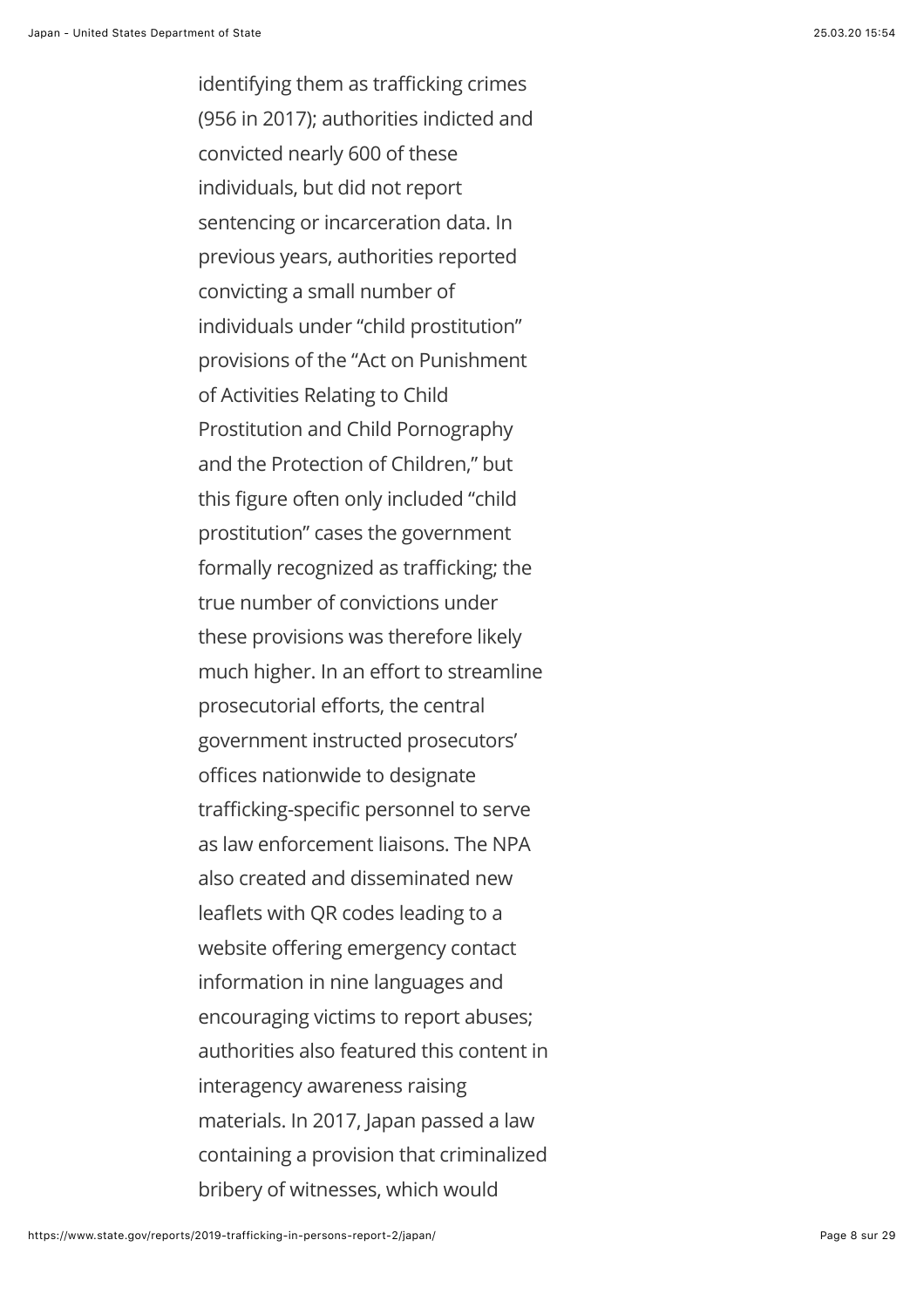identifying them as trafficking crimes (956 in 2017); authorities indicted and convicted nearly 600 of these individuals, but did not report sentencing or incarceration data. In previous years, authorities reported convicting a small number of individuals under "child prostitution" provisions of the "Act on Punishment of Activities Relating to Child Prostitution and Child Pornography and the Protection of Children," but this figure often only included "child prostitution" cases the government formally recognized as trafficking; the true number of convictions under these provisions was therefore likely much higher. In an effort to streamline prosecutorial efforts, the central government instructed prosecutors' offices nationwide to designate trafficking-specific personnel to serve as law enforcement liaisons. The NPA also created and disseminated new leaflets with QR codes leading to a website offering emergency contact information in nine languages and encouraging victims to report abuses; authorities also featured this content in interagency awareness raising materials. In 2017, Japan passed a law containing a provision that criminalized bribery of witnesses, which would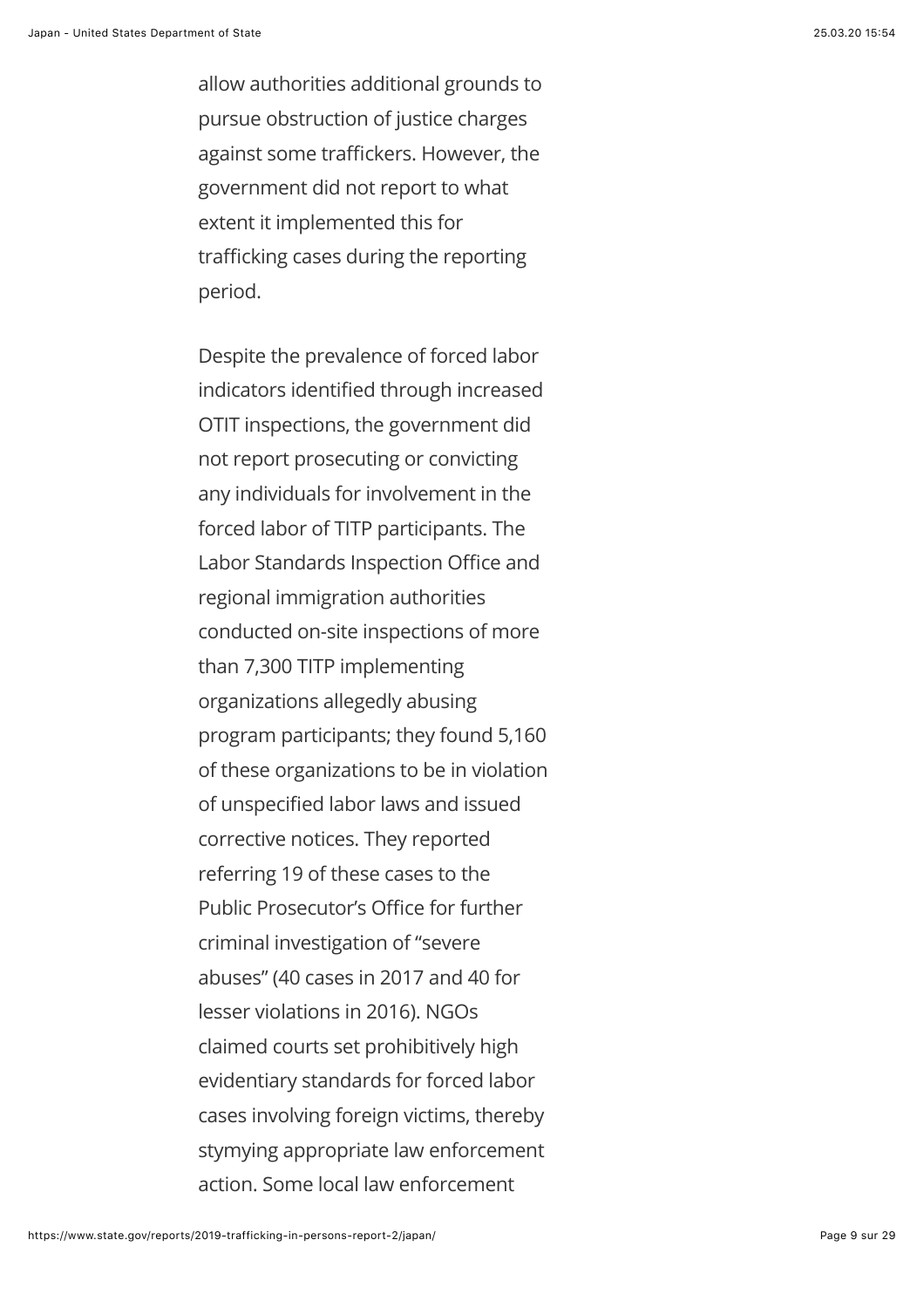allow authorities additional grounds to pursue obstruction of justice charges against some traffickers. However, the government did not report to what extent it implemented this for trafficking cases during the reporting period.

Despite the prevalence of forced labor indicators identified through increased OTIT inspections, the government did not report prosecuting or convicting any individuals for involvement in the forced labor of TITP participants. The Labor Standards Inspection Office and regional immigration authorities conducted on-site inspections of more than 7,300 TITP implementing organizations allegedly abusing program participants; they found 5,160 of these organizations to be in violation of unspecified labor laws and issued corrective notices. They reported referring 19 of these cases to the Public Prosecutor's Office for further criminal investigation of "severe abuses" (40 cases in 2017 and 40 for lesser violations in 2016). NGOs claimed courts set prohibitively high evidentiary standards for forced labor cases involving foreign victims, thereby stymying appropriate law enforcement action. Some local law enforcement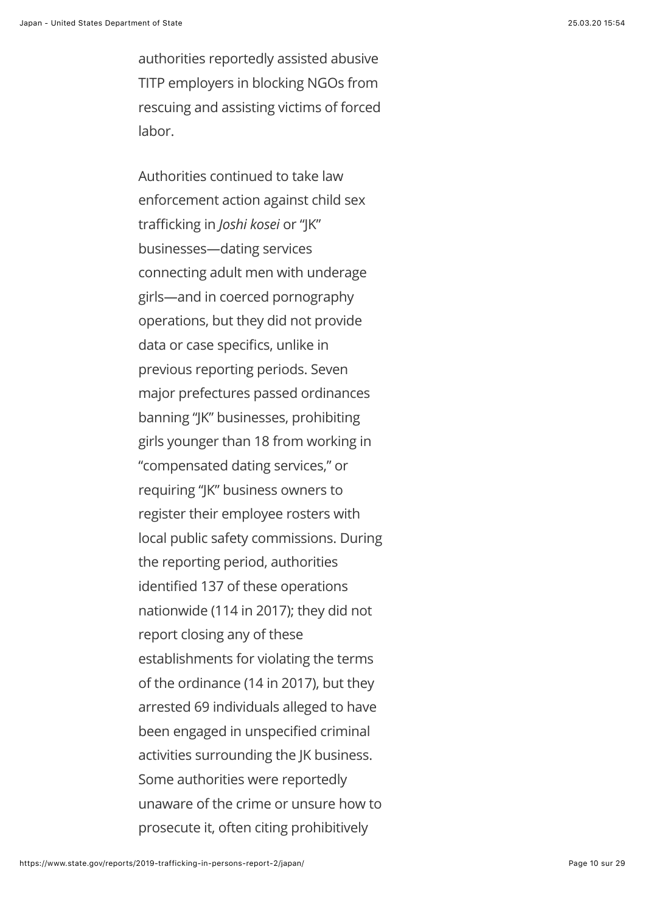authorities reportedly assisted abusive TITP employers in blocking NGOs from rescuing and assisting victims of forced labor.

Authorities continued to take law enforcement action against child sex trafficking in *Joshi kosei* or "JK" businesses—dating services connecting adult men with underage girls—and in coerced pornography operations, but they did not provide data or case specifics, unlike in previous reporting periods. Seven major prefectures passed ordinances banning "JK" businesses, prohibiting girls younger than 18 from working in "compensated dating services," or requiring "JK" business owners to register their employee rosters with local public safety commissions. During the reporting period, authorities identified 137 of these operations nationwide (114 in 2017); they did not report closing any of these establishments for violating the terms of the ordinance (14 in 2017), but they arrested 69 individuals alleged to have been engaged in unspecified criminal activities surrounding the JK business. Some authorities were reportedly unaware of the crime or unsure how to prosecute it, often citing prohibitively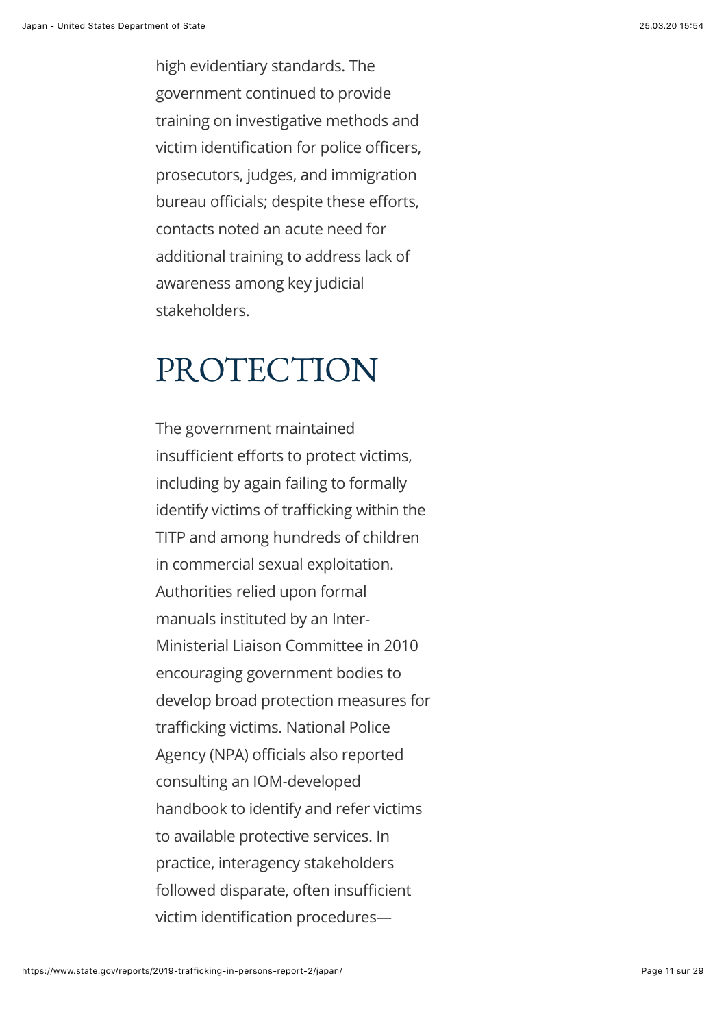high evidentiary standards. The government continued to provide training on investigative methods and victim identification for police officers, prosecutors, judges, and immigration bureau officials; despite these efforts, contacts noted an acute need for additional training to address lack of awareness among key judicial stakeholders.

# PROTECTION

The government maintained insufficient efforts to protect victims, including by again failing to formally identify victims of trafficking within the TITP and among hundreds of children in commercial sexual exploitation. Authorities relied upon formal manuals instituted by an Inter-Ministerial Liaison Committee in 2010 encouraging government bodies to develop broad protection measures for trafficking victims. National Police Agency (NPA) officials also reported consulting an IOM-developed handbook to identify and refer victims to available protective services. In practice, interagency stakeholders followed disparate, often insufficient victim identification procedures—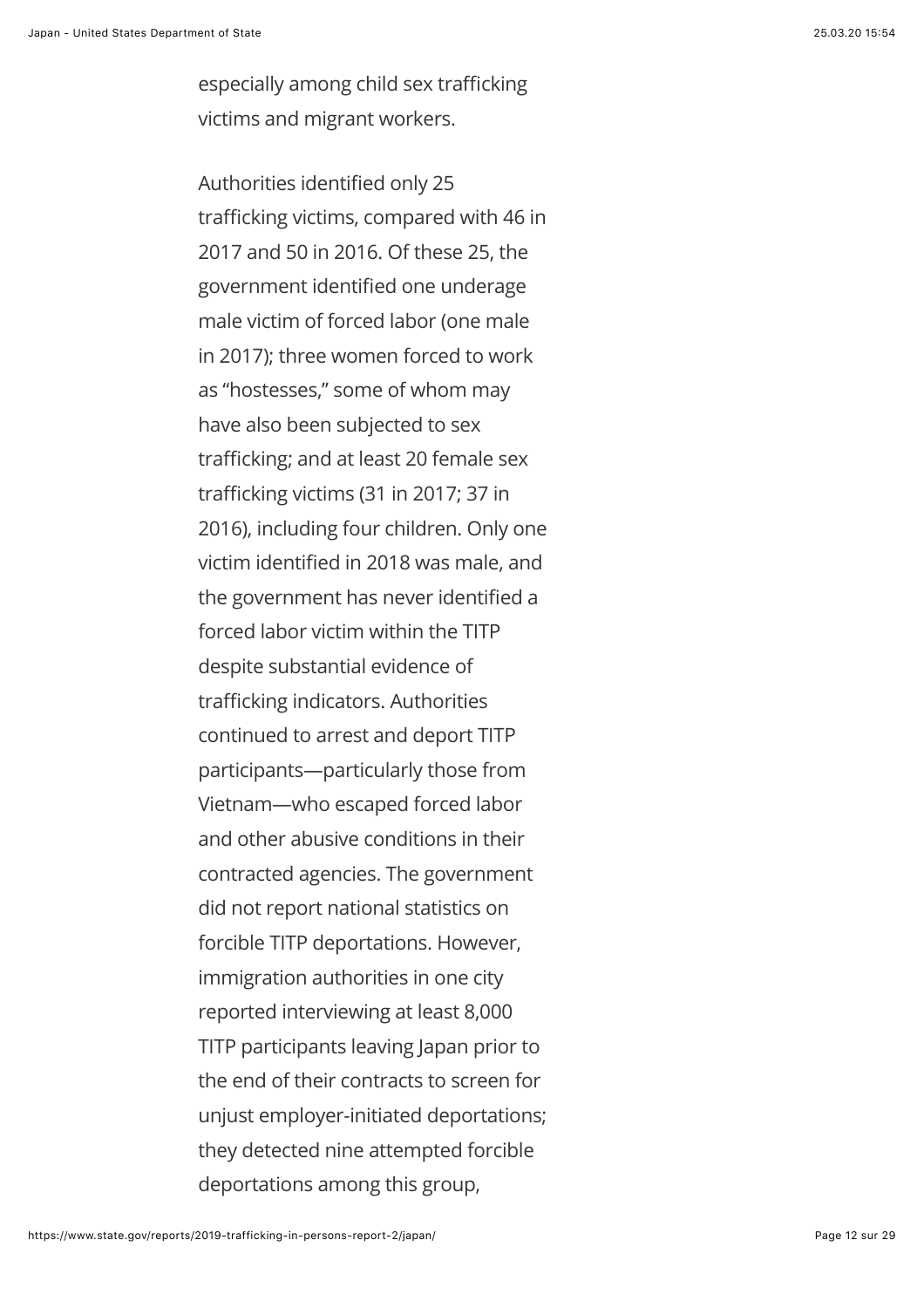especially among child sex trafficking victims and migrant workers.

Authorities identified only 25 trafficking victims, compared with 46 in 2017 and 50 in 2016. Of these 25, the government identified one underage male victim of forced labor (one male in 2017); three women forced to work as "hostesses," some of whom may have also been subjected to sex trafficking; and at least 20 female sex trafficking victims (31 in 2017; 37 in 2016), including four children. Only one victim identified in 2018 was male, and the government has never identified a forced labor victim within the TITP despite substantial evidence of trafficking indicators. Authorities continued to arrest and deport TITP participants—particularly those from Vietnam—who escaped forced labor and other abusive conditions in their contracted agencies. The government did not report national statistics on forcible TITP deportations. However, immigration authorities in one city reported interviewing at least 8,000 TITP participants leaving Japan prior to the end of their contracts to screen for unjust employer-initiated deportations; they detected nine attempted forcible deportations among this group,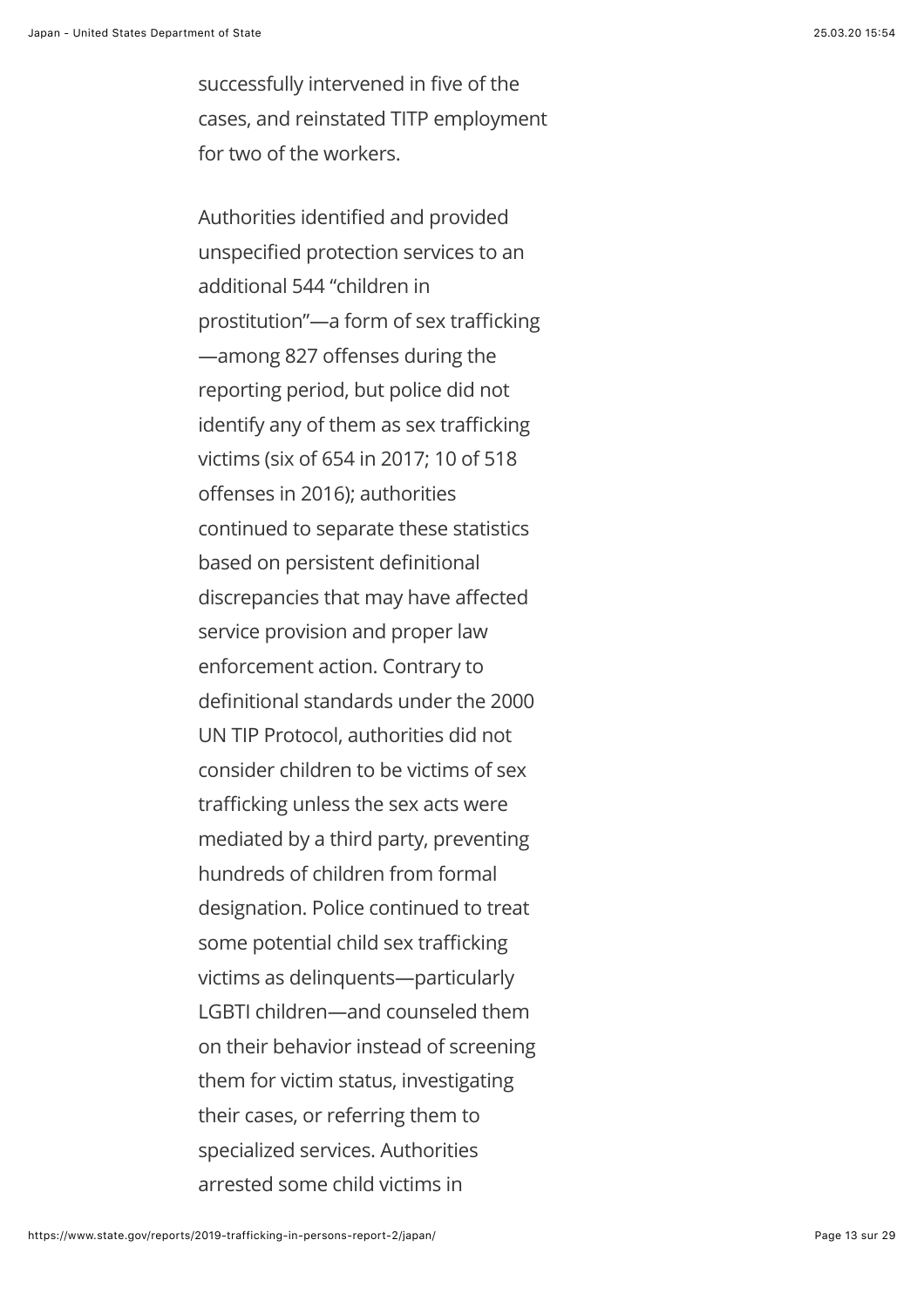successfully intervened in five of the cases, and reinstated TITP employment for two of the workers.

Authorities identified and provided unspecified protection services to an additional 544 "children in prostitution"—a form of sex trafficking—among 827 offenses during the reporting period, but police did not identify any of them as sex trafficking victims (six of 654 in 2017; 10 of 518 offenses in 2016); authorities continued to separate these statistics based on persistent definitional discrepancies that may have affected service provision and proper law enforcement action. Contrary to definitional standards under the 2000 UN TIP Protocol, authorities did not consider children to be victims of sex trafficking unless the sex acts were mediated by a third party, preventing hundreds of children from formal designation. Police continued to treat some potential child sex trafficking victims as delinquents—particularly LGBTI children—and counseled them on their behavior instead of screening them for victim status, investigating their cases, or referring them to specialized services. Authorities arrested some child victims in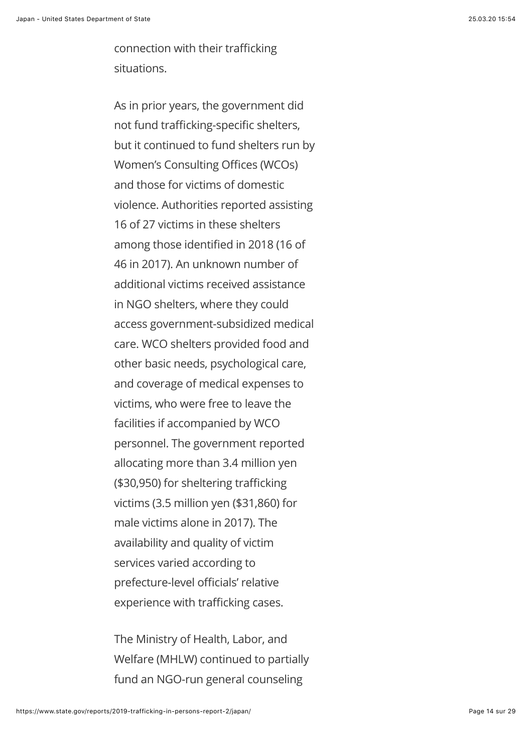connection with their trafficking situations.

As in prior years, the government did not fund trafficking-specific shelters, but it continued to fund shelters run by Women's Consulting Offices (WCOs) and those for victims of domestic violence. Authorities reported assisting 16 of 27 victims in these shelters among those identified in 2018 (16 of 46 in 2017). An unknown number of additional victims received assistance in NGO shelters, where they could access government-subsidized medical care. WCO shelters provided food and other basic needs, psychological care, and coverage of medical expenses to victims, who were free to leave the facilities if accompanied by WCO personnel. The government reported allocating more than 3.4 million yen ($30,950) for sheltering trafficking victims (3.5 million yen ($31,860) for male victims alone in 2017). The availability and quality of victim services varied according to prefecture-level officials' relative experience with trafficking cases.

The Ministry of Health, Labor, and Welfare (MHLW) continued to partially fund an NGO-run general counseling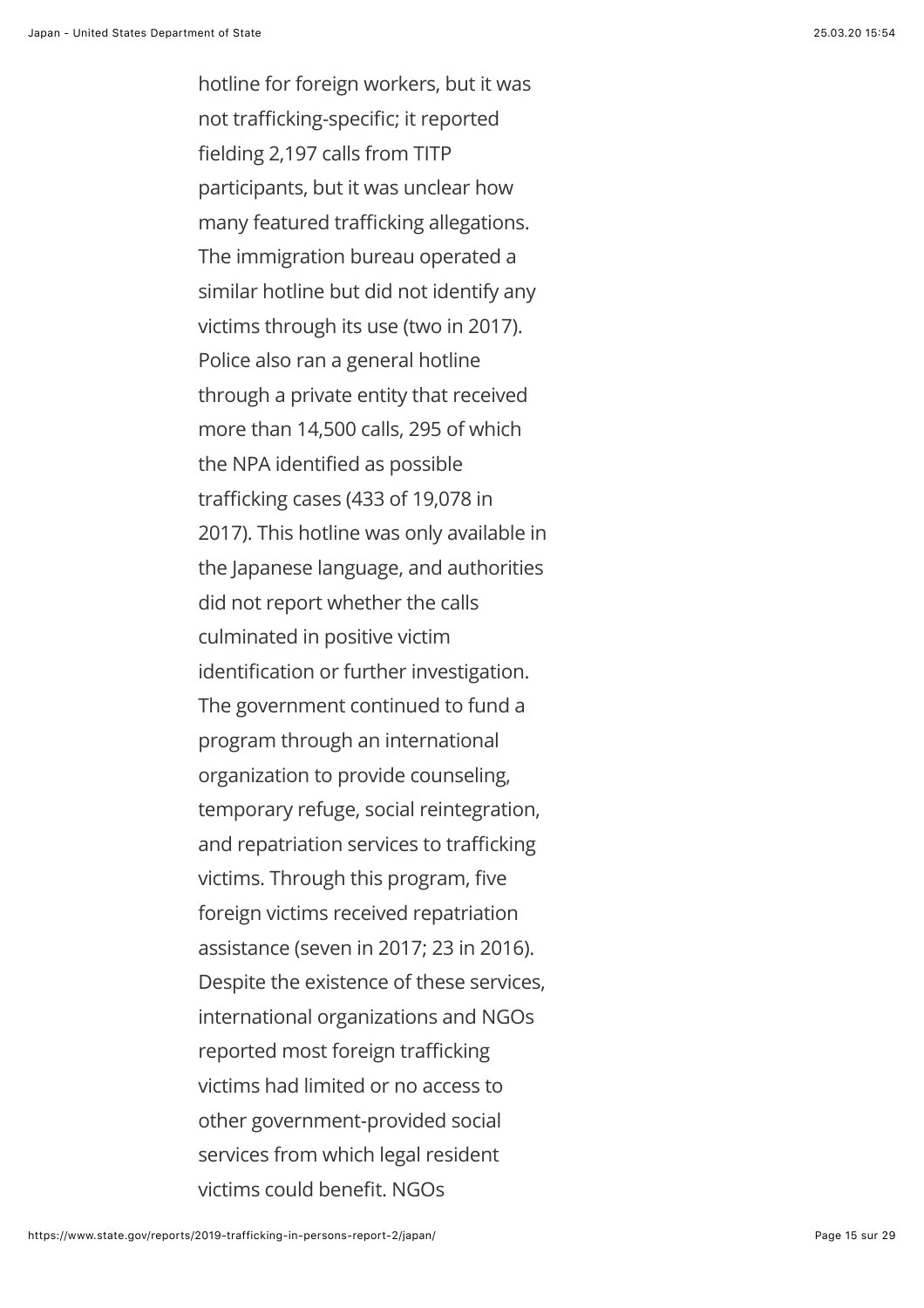hotline for foreign workers, but it was not trafficking-specific; it reported fielding 2,197 calls from TITP participants, but it was unclear how many featured trafficking allegations. The immigration bureau operated a similar hotline but did not identify any victims through its use (two in 2017). Police also ran a general hotline through a private entity that received more than 14,500 calls, 295 of which the NPA identified as possible trafficking cases (433 of 19,078 in 2017). This hotline was only available in the Japanese language, and authorities did not report whether the calls culminated in positive victim identification or further investigation. The government continued to fund a program through an international organization to provide counseling, temporary refuge, social reintegration, and repatriation services to trafficking victims. Through this program, five foreign victims received repatriation assistance (seven in 2017; 23 in 2016). Despite the existence of these services, international organizations and NGOs reported most foreign trafficking victims had limited or no access to other government-provided social services from which legal resident victims could benefit. NGOs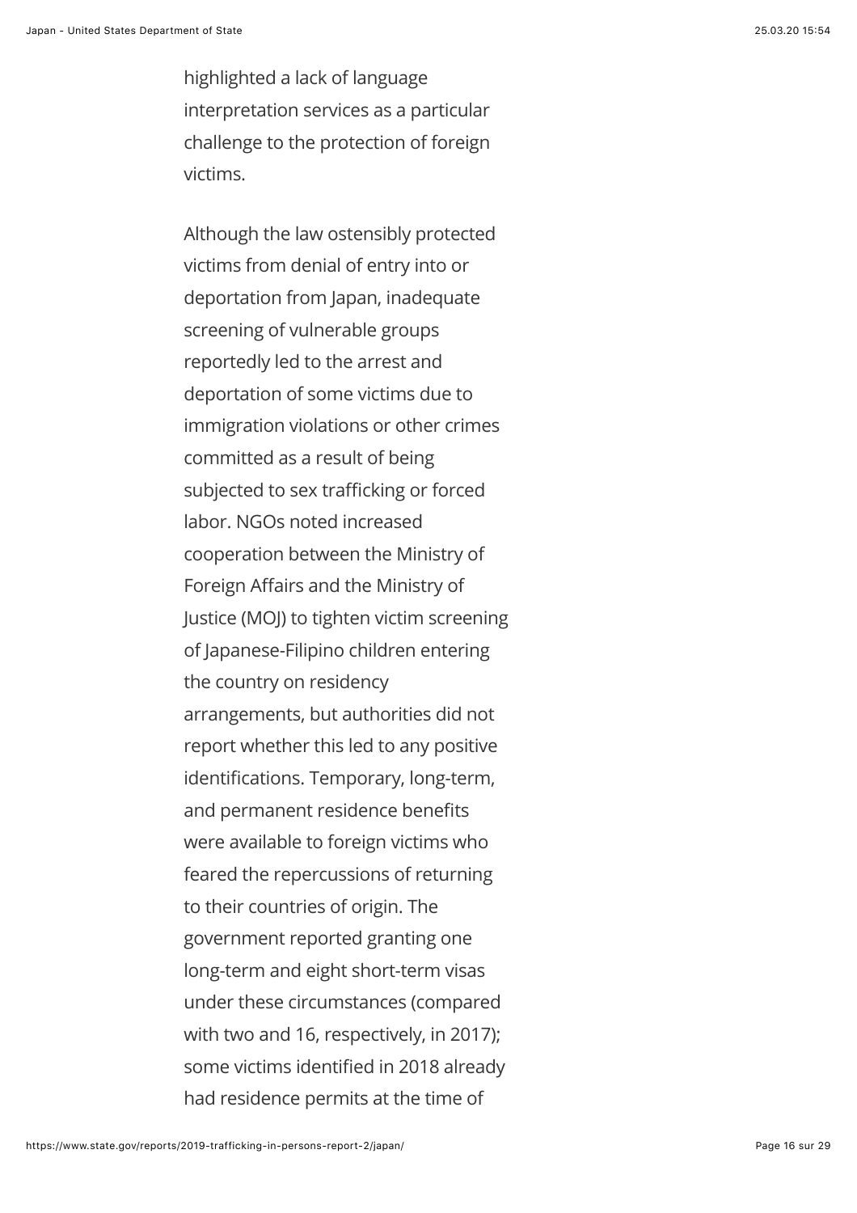highlighted a lack of language interpretation services as a particular challenge to the protection of foreign victims.

Although the law ostensibly protected victims from denial of entry into or deportation from Japan, inadequate screening of vulnerable groups reportedly led to the arrest and deportation of some victims due to immigration violations or other crimes committed as a result of being subjected to sex trafficking or forced labor. NGOs noted increased cooperation between the Ministry of Foreign Affairs and the Ministry of Justice (MOJ) to tighten victim screening of Japanese-Filipino children entering the country on residency arrangements, but authorities did not report whether this led to any positive identifications. Temporary, long-term, and permanent residence benefits were available to foreign victims who feared the repercussions of returning to their countries of origin. The government reported granting one long-term and eight short-term visas under these circumstances (compared with two and 16, respectively, in 2017); some victims identified in 2018 already had residence permits at the time of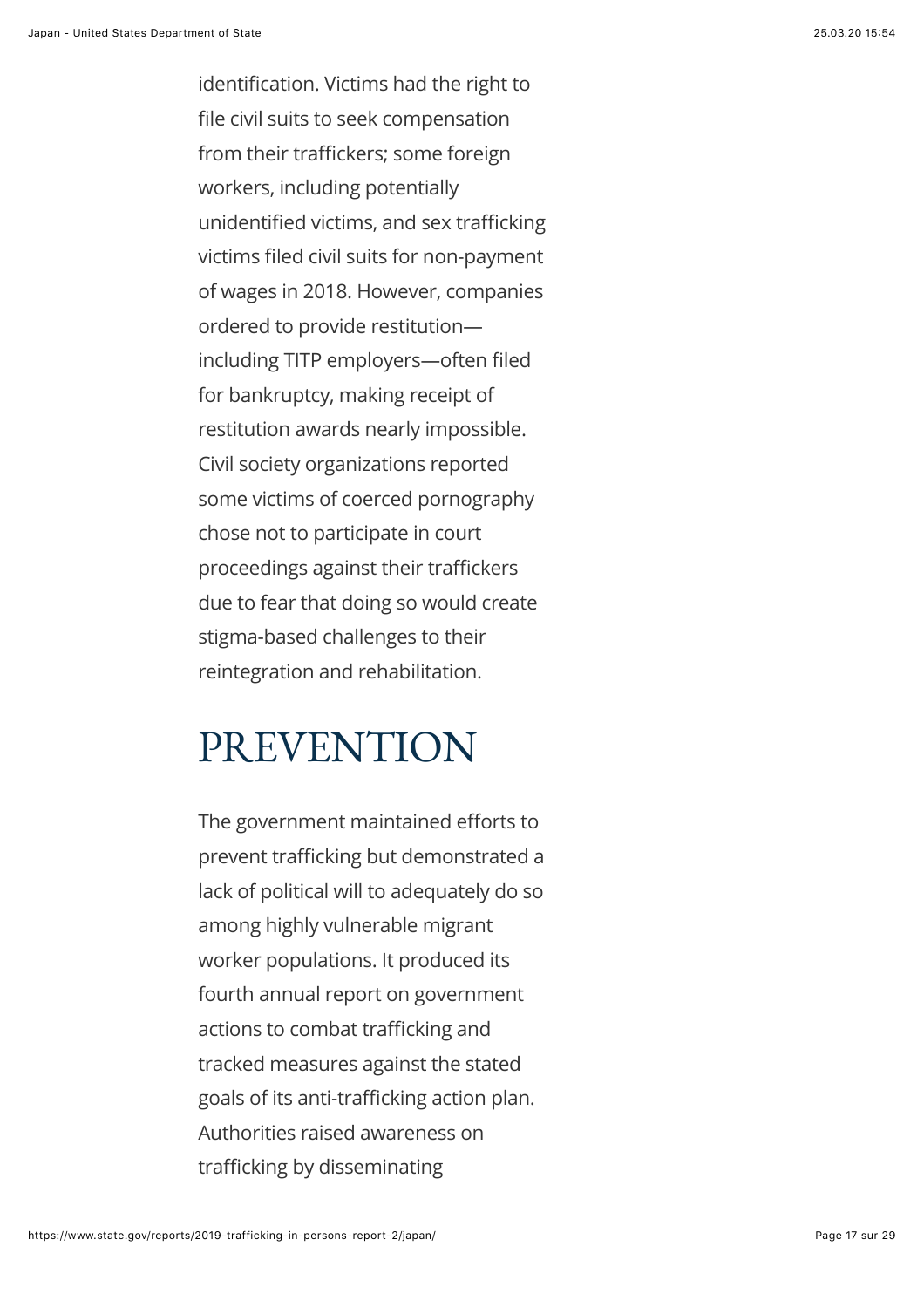identification. Victims had the right to file civil suits to seek compensation from their traffickers; some foreign workers, including potentially unidentified victims, and sex trafficking victims filed civil suits for non-payment of wages in 2018. However, companies ordered to provide restitution—including TITP employers—often filed for bankruptcy, making receipt of restitution awards nearly impossible. Civil society organizations reported some victims of coerced pornography chose not to participate in court proceedings against their traffickers due to fear that doing so would create stigma-based challenges to their reintegration and rehabilitation.

# PREVENTION

The government maintained efforts to prevent trafficking but demonstrated a lack of political will to adequately do so among highly vulnerable migrant worker populations. It produced its fourth annual report on government actions to combat trafficking and tracked measures against the stated goals of its anti-trafficking action plan. Authorities raised awareness on trafficking by disseminating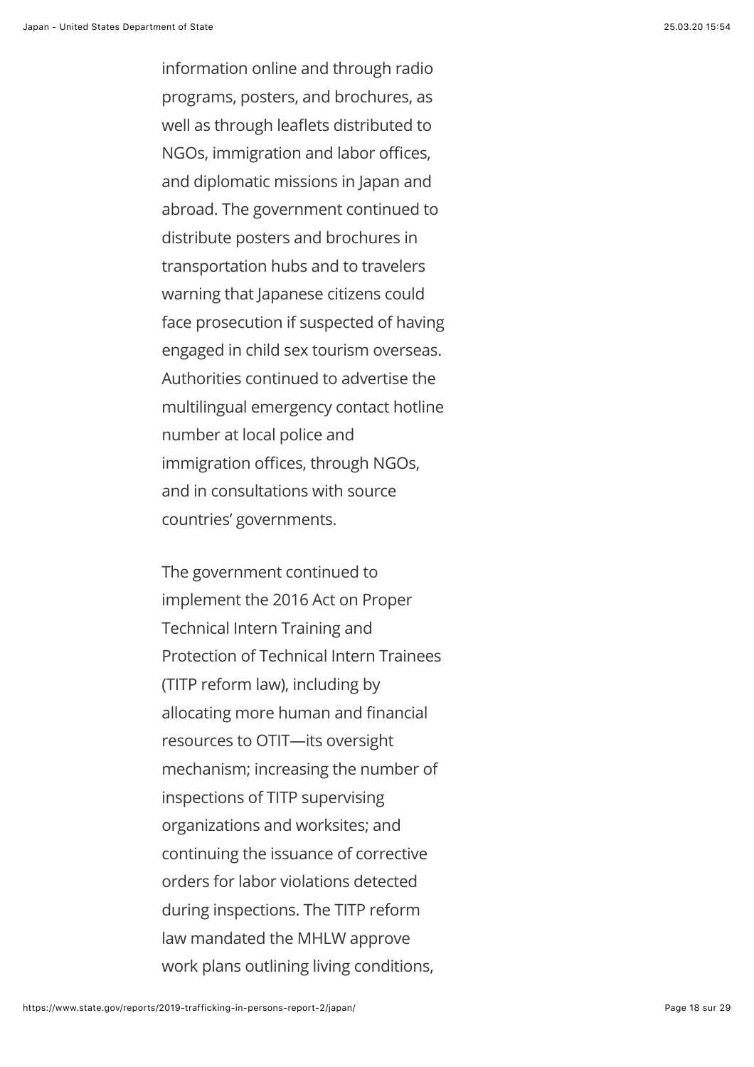information online and through radio programs, posters, and brochures, as well as through leaflets distributed to NGOs, immigration and labor offices, and diplomatic missions in Japan and abroad. The government continued to distribute posters and brochures in transportation hubs and to travelers warning that Japanese citizens could face prosecution if suspected of having engaged in child sex tourism overseas. Authorities continued to advertise the multilingual emergency contact hotline number at local police and immigration offices, through NGOs, and in consultations with source countries' governments.

The government continued to implement the 2016 Act on Proper Technical Intern Training and Protection of Technical Intern Trainees (TITP reform law), including by allocating more human and financial resources to OTIT—its oversight mechanism; increasing the number of inspections of TITP supervising organizations and worksites; and continuing the issuance of corrective orders for labor violations detected during inspections. The TITP reform law mandated the MHLW approve work plans outlining living conditions,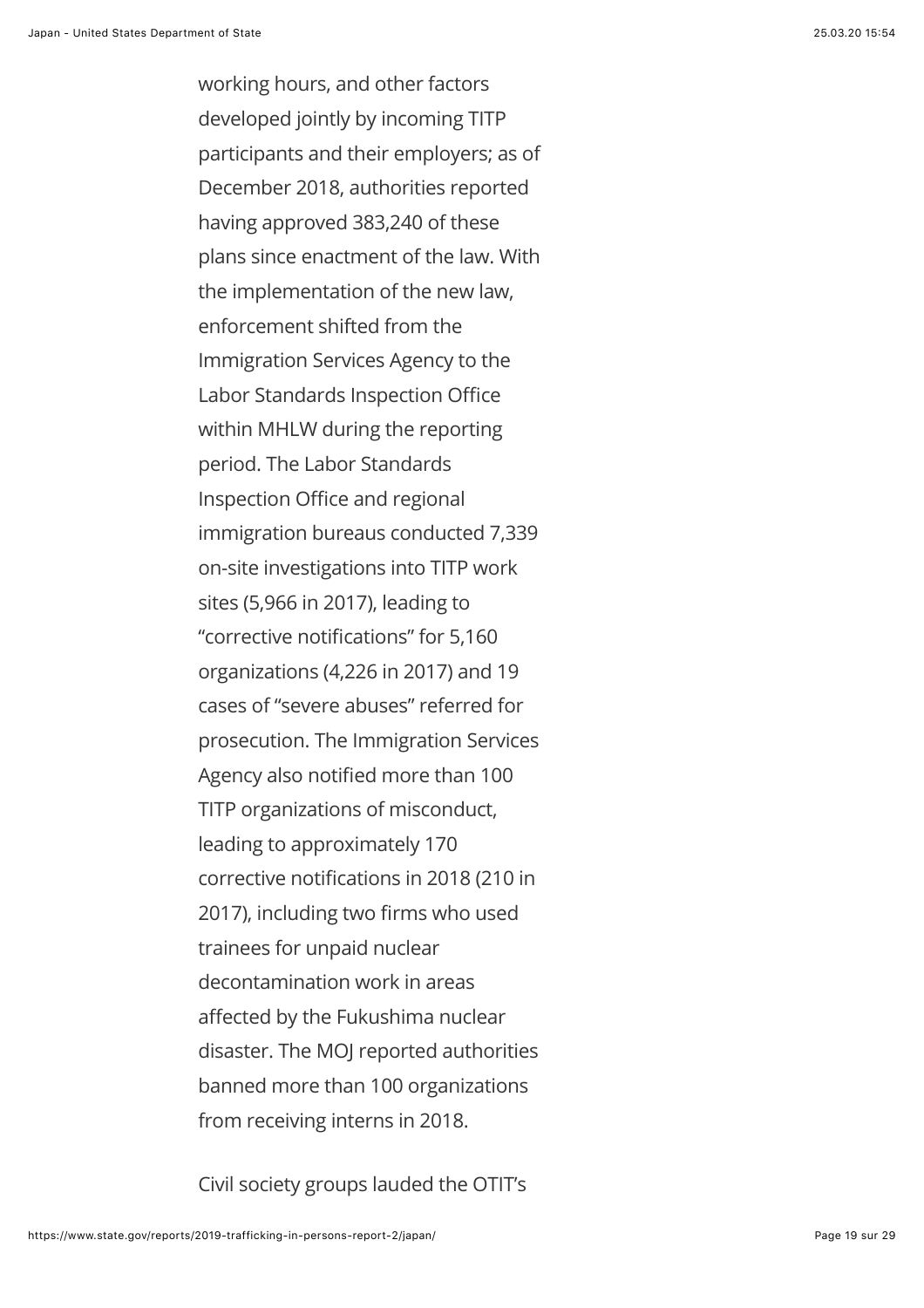working hours, and other factors developed jointly by incoming TITP participants and their employers; as of December 2018, authorities reported having approved 383,240 of these plans since enactment of the law. With the implementation of the new law, enforcement shifted from the Immigration Services Agency to the Labor Standards Inspection Office within MHLW during the reporting period. The Labor Standards Inspection Office and regional immigration bureaus conducted 7,339 on-site investigations into TITP work sites (5,966 in 2017), leading to "corrective notifications" for 5,160 organizations (4,226 in 2017) and 19 cases of "severe abuses" referred for prosecution. The Immigration Services Agency also notified more than 100 TITP organizations of misconduct, leading to approximately 170 corrective notifications in 2018 (210 in 2017), including two firms who used trainees for unpaid nuclear decontamination work in areas affected by the Fukushima nuclear disaster. The MOJ reported authorities banned more than 100 organizations from receiving interns in 2018.

Civil society groups lauded the OTIT's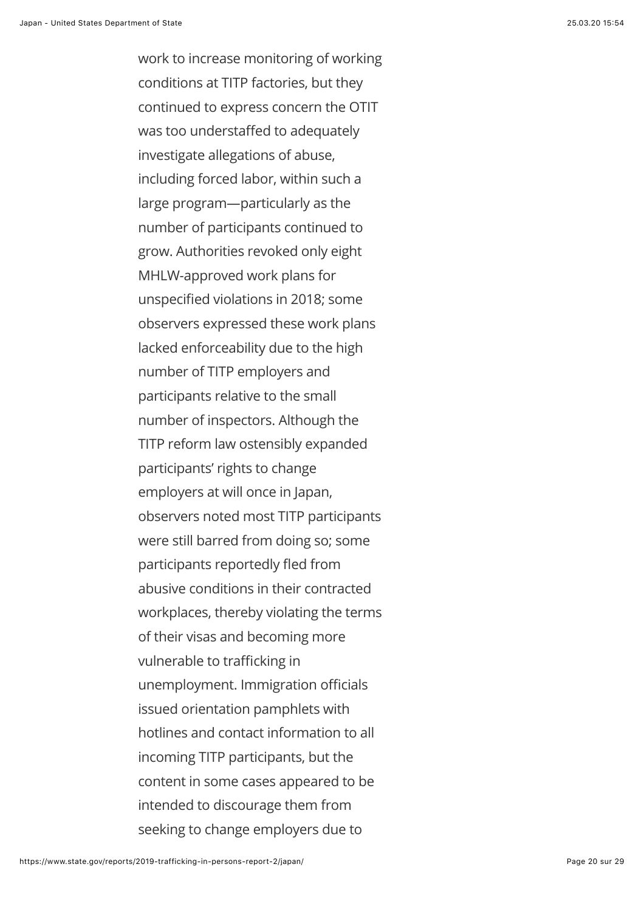work to increase monitoring of working conditions at TITP factories, but they continued to express concern the OTIT was too understaffed to adequately investigate allegations of abuse, including forced labor, within such a large program—particularly as the number of participants continued to grow. Authorities revoked only eight MHLW-approved work plans for unspecified violations in 2018; some observers expressed these work plans lacked enforceability due to the high number of TITP employers and participants relative to the small number of inspectors. Although the TITP reform law ostensibly expanded participants' rights to change employers at will once in Japan, observers noted most TITP participants were still barred from doing so; some participants reportedly fled from abusive conditions in their contracted workplaces, thereby violating the terms of their visas and becoming more vulnerable to trafficking in unemployment. Immigration officials issued orientation pamphlets with hotlines and contact information to all incoming TITP participants, but the content in some cases appeared to be intended to discourage them from seeking to change employers due to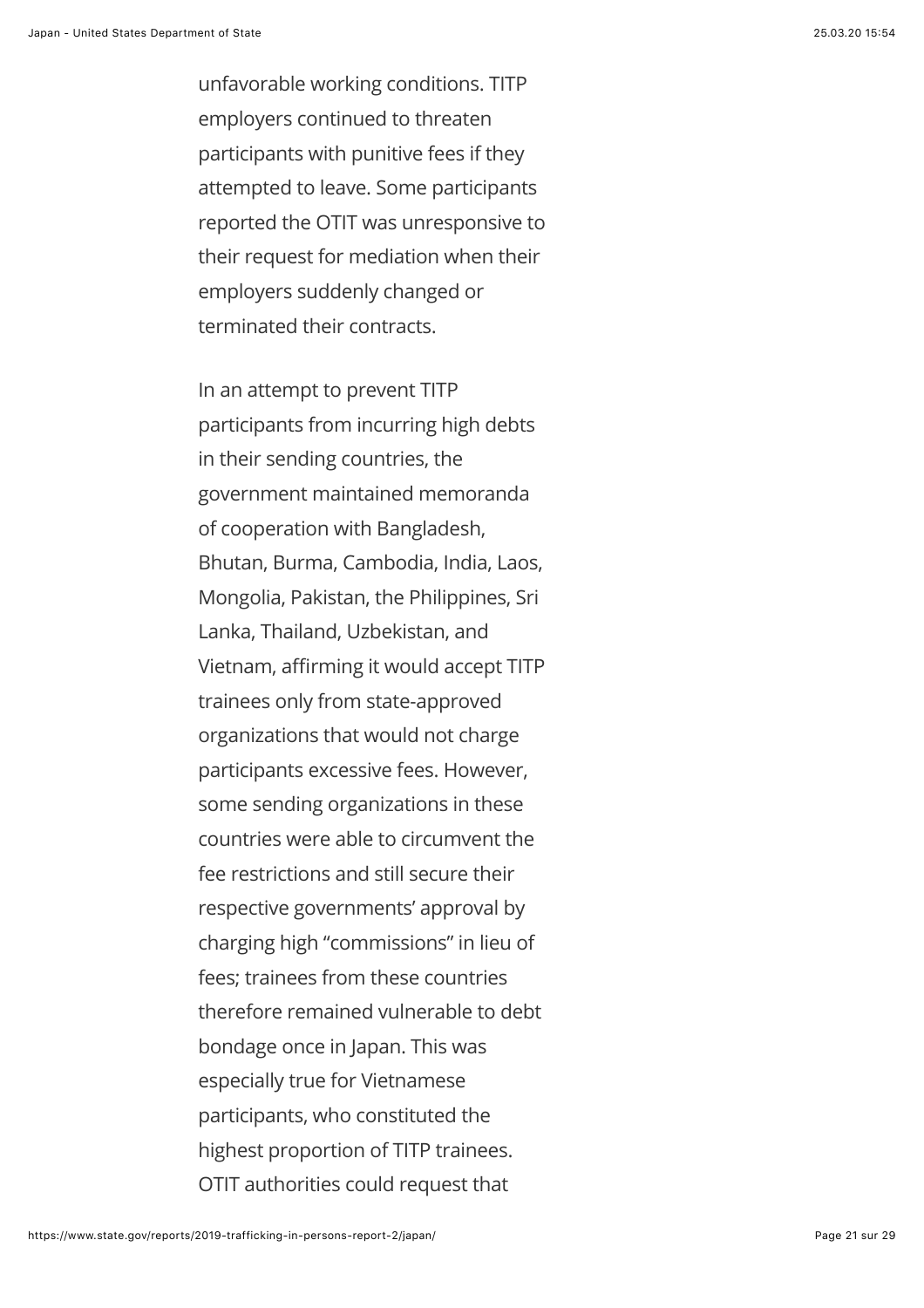unfavorable working conditions. TITP employers continued to threaten participants with punitive fees if they attempted to leave. Some participants reported the OTIT was unresponsive to their request for mediation when their employers suddenly changed or terminated their contracts.

In an attempt to prevent TITP participants from incurring high debts in their sending countries, the government maintained memoranda of cooperation with Bangladesh, Bhutan, Burma, Cambodia, India, Laos, Mongolia, Pakistan, the Philippines, Sri Lanka, Thailand, Uzbekistan, and Vietnam, affirming it would accept TITP trainees only from state-approved organizations that would not charge participants excessive fees. However, some sending organizations in these countries were able to circumvent the fee restrictions and still secure their respective governments' approval by charging high "commissions" in lieu of fees; trainees from these countries therefore remained vulnerable to debt bondage once in Japan. This was especially true for Vietnamese participants, who constituted the highest proportion of TITP trainees. OTIT authorities could request that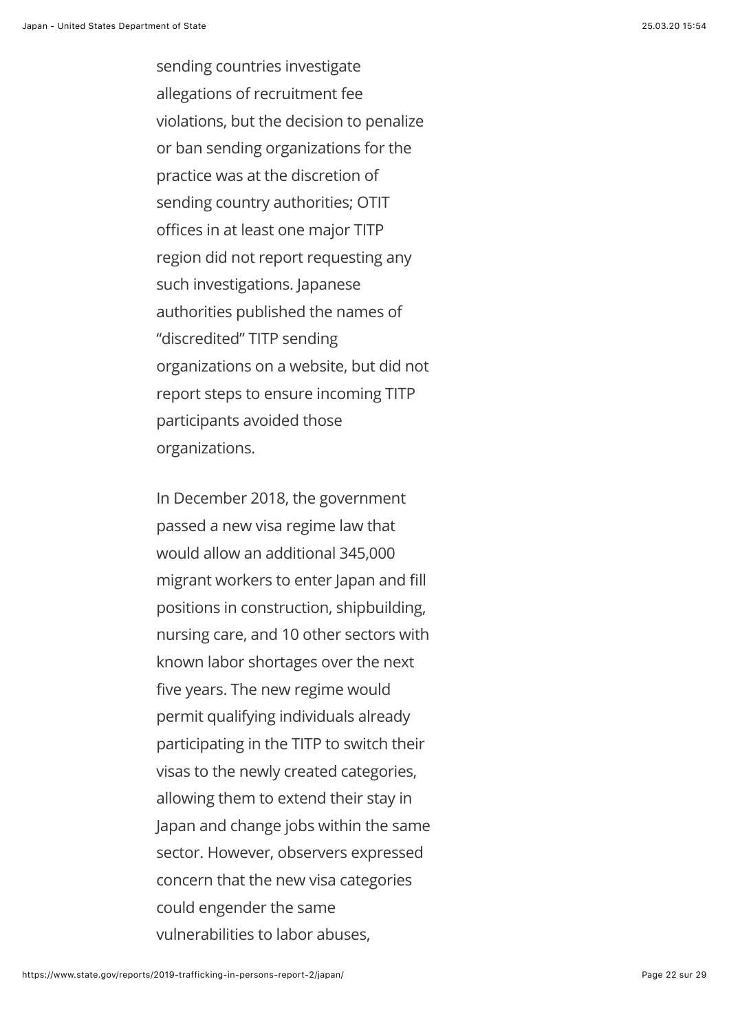sending countries investigate allegations of recruitment fee violations, but the decision to penalize or ban sending organizations for the practice was at the discretion of sending country authorities; OTIT offices in at least one major TITP region did not report requesting any such investigations. Japanese authorities published the names of "discredited" TITP sending organizations on a website, but did not report steps to ensure incoming TITP participants avoided those organizations.

In December 2018, the government passed a new visa regime law that would allow an additional 345,000 migrant workers to enter Japan and fill positions in construction, shipbuilding, nursing care, and 10 other sectors with known labor shortages over the next five years. The new regime would permit qualifying individuals already participating in the TITP to switch their visas to the newly created categories, allowing them to extend their stay in Japan and change jobs within the same sector. However, observers expressed concern that the new visa categories could engender the same vulnerabilities to labor abuses,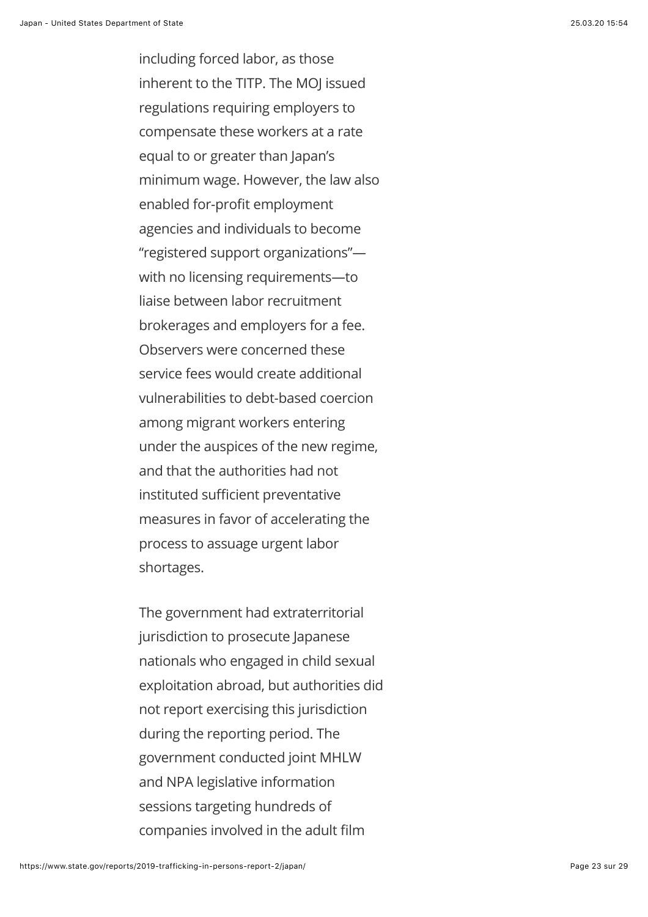including forced labor, as those inherent to the TITP. The MOJ issued regulations requiring employers to compensate these workers at a rate equal to or greater than Japan's minimum wage. However, the law also enabled for-profit employment agencies and individuals to become "registered support organizations"—with no licensing requirements—to liaise between labor recruitment brokerages and employers for a fee. Observers were concerned these service fees would create additional vulnerabilities to debt-based coercion among migrant workers entering under the auspices of the new regime, and that the authorities had not instituted sufficient preventative measures in favor of accelerating the process to assuage urgent labor shortages.

The government had extraterritorial jurisdiction to prosecute Japanese nationals who engaged in child sexual exploitation abroad, but authorities did not report exercising this jurisdiction during the reporting period. The government conducted joint MHLW and NPA legislative information sessions targeting hundreds of companies involved in the adult film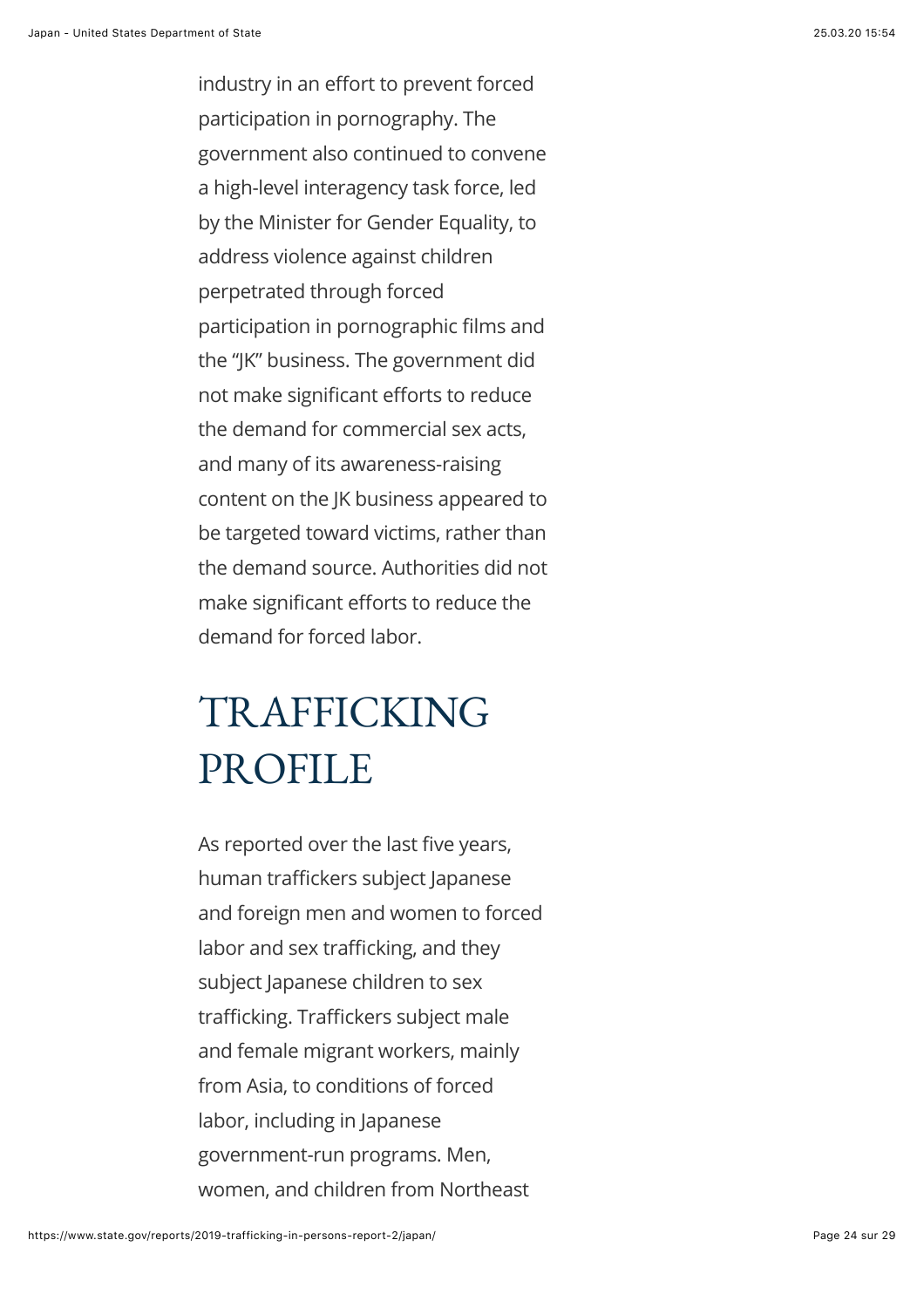industry in an effort to prevent forced participation in pornography. The government also continued to convene a high-level interagency task force, led by the Minister for Gender Equality, to address violence against children perpetrated through forced participation in pornographic films and the "JK" business. The government did not make significant efforts to reduce the demand for commercial sex acts, and many of its awareness-raising content on the JK business appeared to be targeted toward victims, rather than the demand source. Authorities did not make significant efforts to reduce the demand for forced labor.

# TRAFFICKING PROFILE

As reported over the last five years, human traffickers subject Japanese and foreign men and women to forced labor and sex trafficking, and they subject Japanese children to sex trafficking. Traffickers subject male and female migrant workers, mainly from Asia, to conditions of forced labor, including in Japanese government-run programs. Men, women, and children from Northeast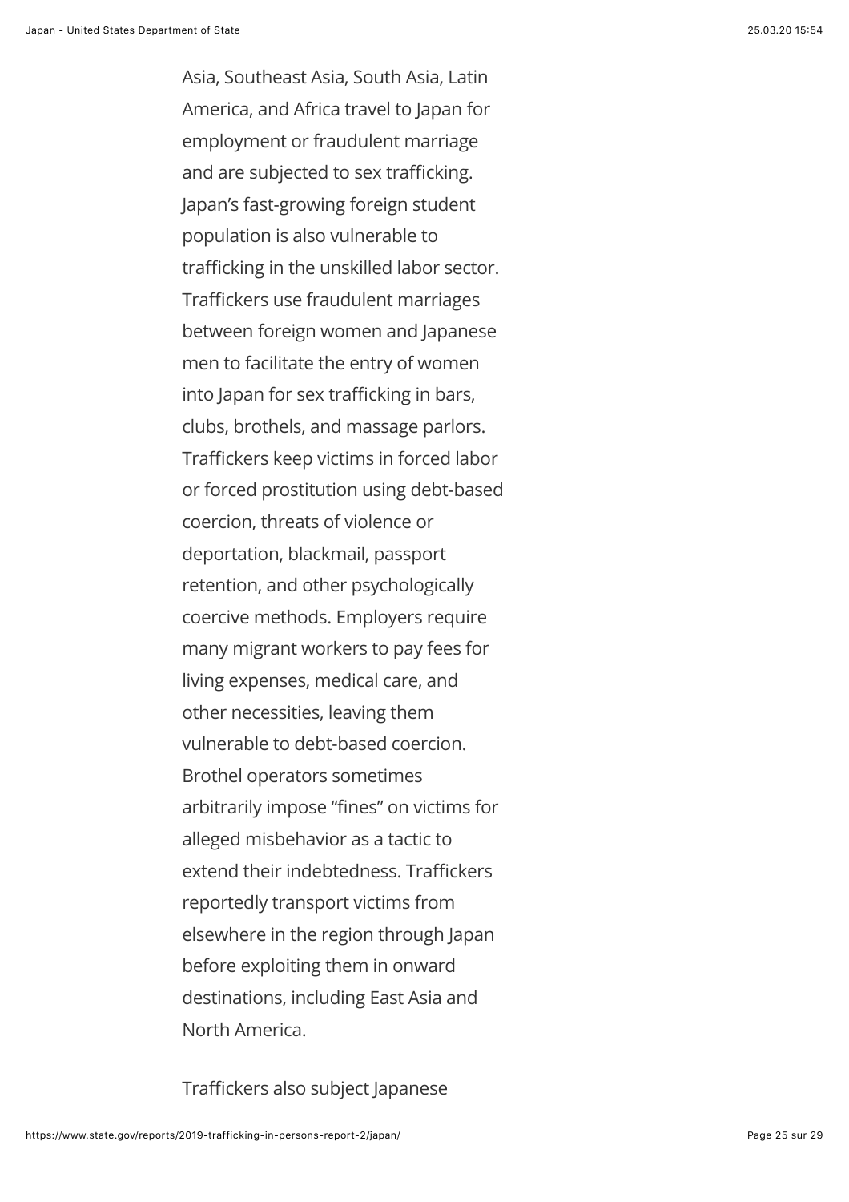Asia, Southeast Asia, South Asia, Latin America, and Africa travel to Japan for employment or fraudulent marriage and are subjected to sex trafficking. Japan's fast-growing foreign student population is also vulnerable to trafficking in the unskilled labor sector. Traffickers use fraudulent marriages between foreign women and Japanese men to facilitate the entry of women into Japan for sex trafficking in bars, clubs, brothels, and massage parlors. Traffickers keep victims in forced labor or forced prostitution using debt-based coercion, threats of violence or deportation, blackmail, passport retention, and other psychologically coercive methods. Employers require many migrant workers to pay fees for living expenses, medical care, and other necessities, leaving them vulnerable to debt-based coercion. Brothel operators sometimes arbitrarily impose "fines" on victims for alleged misbehavior as a tactic to extend their indebtedness. Traffickers reportedly transport victims from elsewhere in the region through Japan before exploiting them in onward destinations, including East Asia and North America.

Traffickers also subject Japanese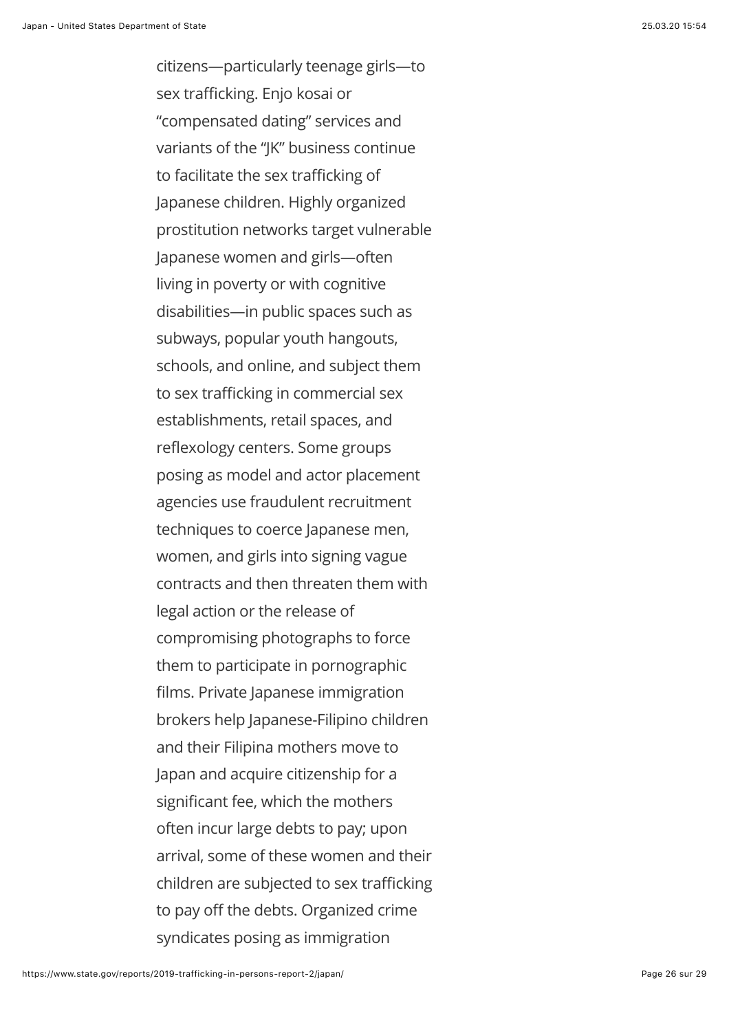citizens—particularly teenage girls—to sex trafficking. Enjo kosai or "compensated dating" services and variants of the "JK" business continue to facilitate the sex trafficking of Japanese children. Highly organized prostitution networks target vulnerable Japanese women and girls—often living in poverty or with cognitive disabilities—in public spaces such as subways, popular youth hangouts, schools, and online, and subject them to sex trafficking in commercial sex establishments, retail spaces, and reflexology centers. Some groups posing as model and actor placement agencies use fraudulent recruitment techniques to coerce Japanese men, women, and girls into signing vague contracts and then threaten them with legal action or the release of compromising photographs to force them to participate in pornographic films. Private Japanese immigration brokers help Japanese-Filipino children and their Filipina mothers move to Japan and acquire citizenship for a significant fee, which the mothers often incur large debts to pay; upon arrival, some of these women and their children are subjected to sex trafficking to pay off the debts. Organized crime syndicates posing as immigration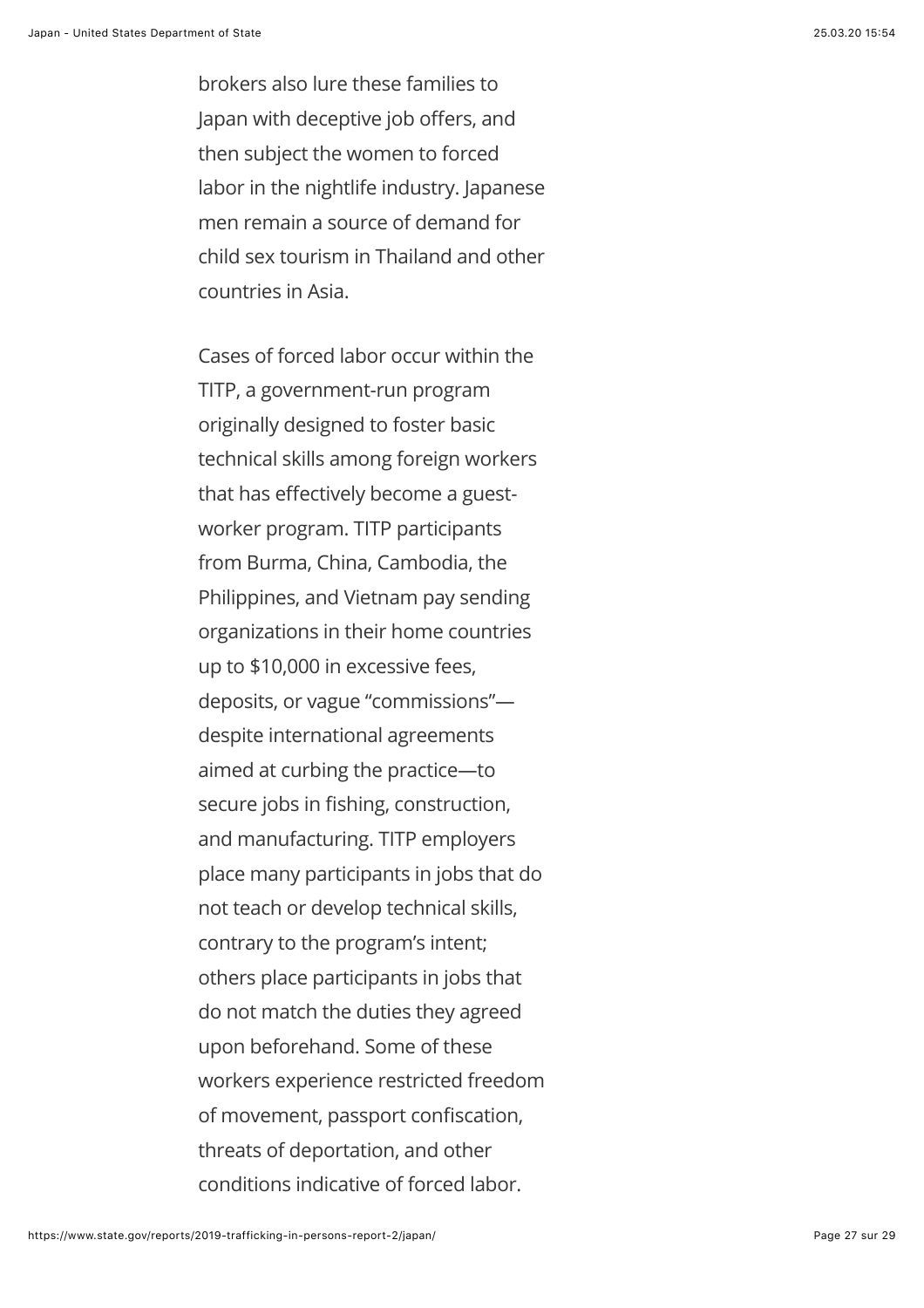brokers also lure these families to Japan with deceptive job offers, and then subject the women to forced labor in the nightlife industry. Japanese men remain a source of demand for child sex tourism in Thailand and other countries in Asia.

Cases of forced labor occur within the TITP, a government-run program originally designed to foster basic technical skills among foreign workers that has effectively become a guest-worker program. TITP participants from Burma, China, Cambodia, the Philippines, and Vietnam pay sending organizations in their home countries up to $10,000 in excessive fees, deposits, or vague "commissions"—despite international agreements aimed at curbing the practice—to secure jobs in fishing, construction, and manufacturing. TITP employers place many participants in jobs that do not teach or develop technical skills, contrary to the program's intent; others place participants in jobs that do not match the duties they agreed upon beforehand. Some of these workers experience restricted freedom of movement, passport confiscation, threats of deportation, and other conditions indicative of forced labor.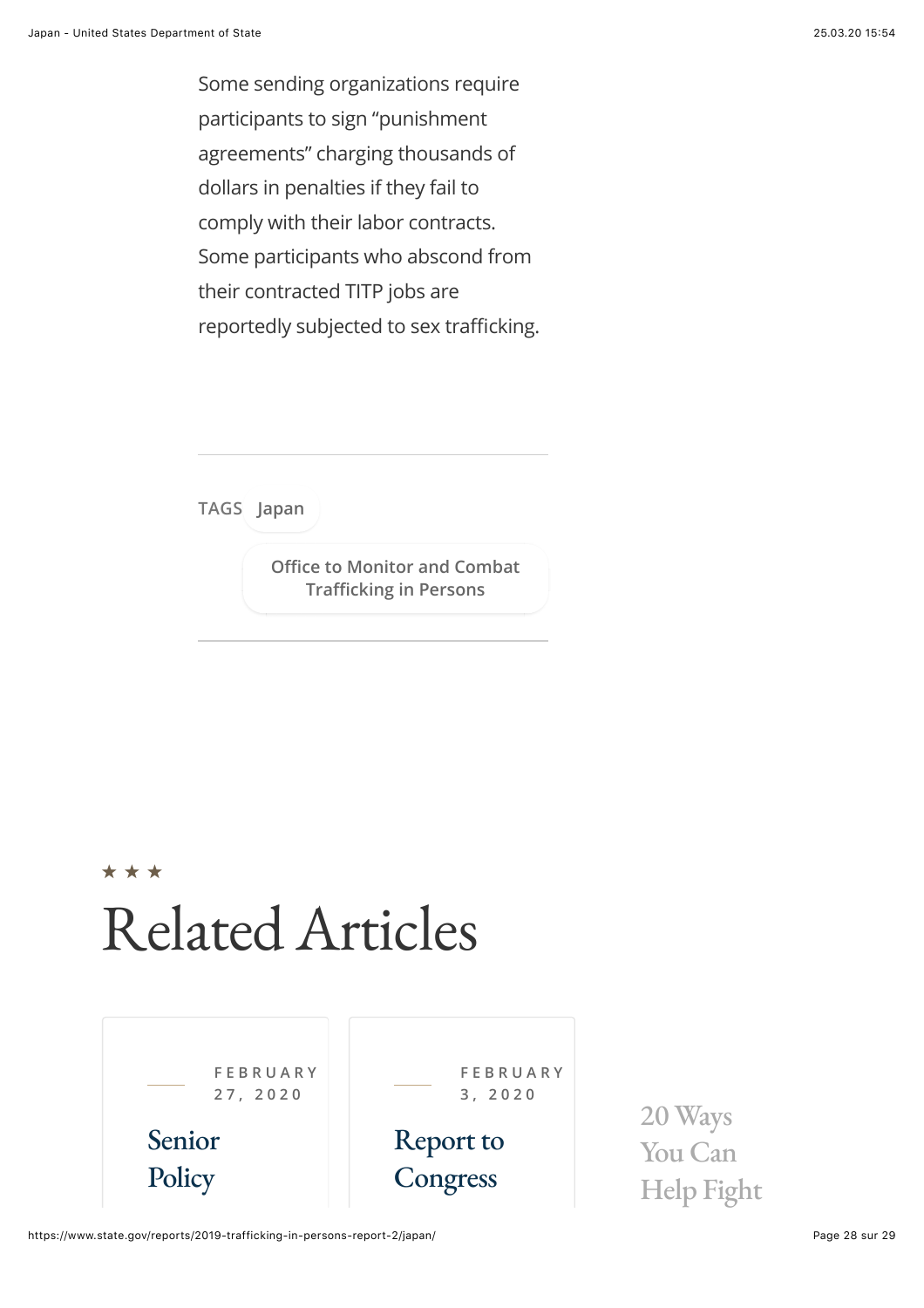Some sending organizations require participants to sign "punishment agreements" charging thousands of dollars in penalties if they fail to comply with their labor contracts. Some participants who abscond from their contracted TITP jobs are reportedly subjected to sex trafficking.

---

TAGS Japan

Office to Monitor and Combat Trafficking in Persons

---

★ ★ ★

# Related Articles

FEBRUARY 27, 2020

**Senior Policy**

FEBRUARY 3, 2020

**Report to Congress**

20 Ways You Can Help Fight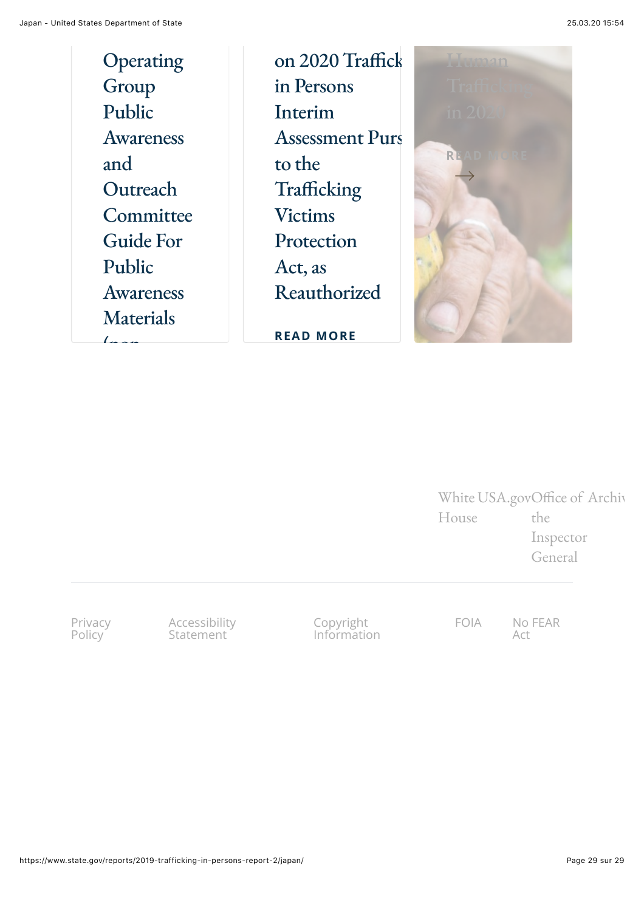Operating Group Public Awareness and Outreach Committee Guide For Public Awareness Materials (non

on 2020 Traffick in Persons Interim Assessment Purs to the Trafficking Victims Protection Act, as Reauthorized

READ MORE

Human Trafficking in 202

READ MORE

White House USA.gov Office of the Inspector General Archiv

Privacy Policy Accessibility Statement Copyright Information FOIA No FEAR Act